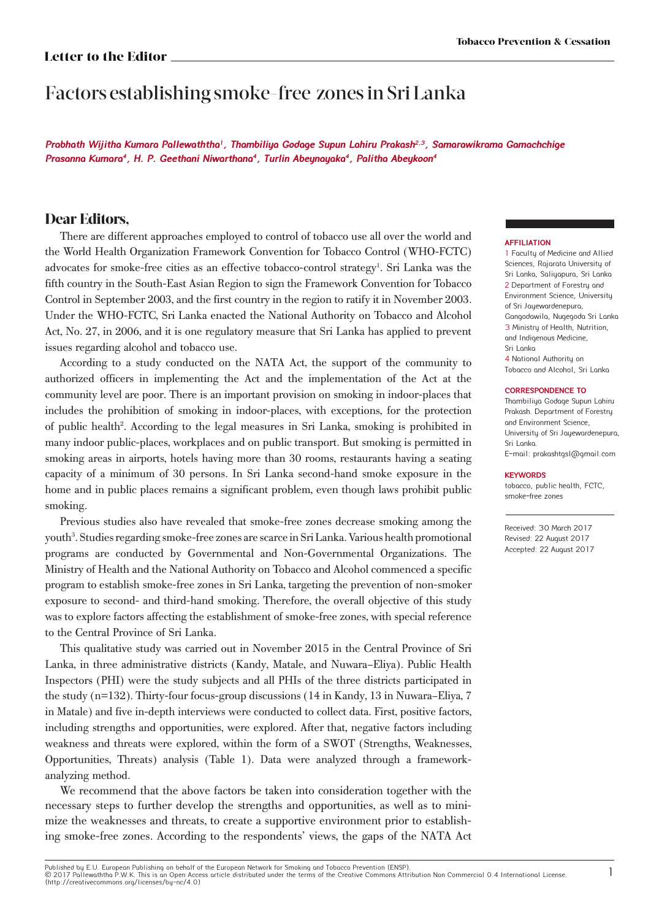Letter to the Editor

# Factors establishing smoke-free zones in Sri Lanka

*Prabhath Wijitha Kumara Pallewaththa[1], Thambiliya Godage Supun Lahiru Prakash[2,3], Samarawikrama Gamachchige Prasanna Kumara[4], H. P. Geethani Niwarthana[4], Turlin Abeynayaka[4], Palitha Abeykoon[4]*

**AFFILIATION**

1 Faculty of Medicine and Allied Sciences, Rajarata University of Sri Lanka, Saliyapura, Sri Lanka

2 Department of Forestry and Environment Science, University of Sri Jayewardenepura, Gangodawila, Nugegoda Sri Lanka

3 Ministry of Health, Nutrition, and Indigenous Medicine, Sri Lanka

4 National Authority on Tobacco and Alcohol, Sri Lanka

**CORRESPONDENCE TO**

Thambiliya Godage Supun Lahiru Prakash. Department of Forestry and Environment Science, University of Sri Jayewardenepura, Sri Lanka.
E-mail: prakashtgsl@gmail.com

**KEYWORDS**

tobacco, public health, FCTC, smoke-free zones

Received: 30 March 2017
Revised: 22 August 2017
Accepted: 22 August 2017

## Dear Editors,

There are different approaches employed to control of tobacco use all over the world and the World Health Organization Framework Convention for Tobacco Control (WHO-FCTC) advocates for smoke-free cities as an effective tobacco-control strategy[1]. Sri Lanka was the fifth country in the South-East Asian Region to sign the Framework Convention for Tobacco Control in September 2003, and the first country in the region to ratify it in November 2003. Under the WHO-FCTC, Sri Lanka enacted the National Authority on Tobacco and Alcohol Act, No. 27, in 2006, and it is one regulatory measure that Sri Lanka has applied to prevent issues regarding alcohol and tobacco use.

According to a study conducted on the NATA Act, the support of the community to authorized officers in implementing the Act and the implementation of the Act at the community level are poor. There is an important provision on smoking in indoor-places that includes the prohibition of smoking in indoor-places, with exceptions, for the protection of public health[2]. According to the legal measures in Sri Lanka, smoking is prohibited in many indoor public-places, workplaces and on public transport. But smoking is permitted in smoking areas in airports, hotels having more than 30 rooms, restaurants having a seating capacity of a minimum of 30 persons. In Sri Lanka second-hand smoke exposure in the home and in public places remains a significant problem, even though laws prohibit public smoking.

Previous studies also have revealed that smoke-free zones decrease smoking among the youth[3]. Studies regarding smoke-free zones are scarce in Sri Lanka. Various health promotional programs are conducted by Governmental and Non-Governmental Organizations. The Ministry of Health and the National Authority on Tobacco and Alcohol commenced a specific program to establish smoke-free zones in Sri Lanka, targeting the prevention of non-smoker exposure to second- and third-hand smoking. Therefore, the overall objective of this study was to explore factors affecting the establishment of smoke-free zones, with special reference to the Central Province of Sri Lanka.

This qualitative study was carried out in November 2015 in the Central Province of Sri Lanka, in three administrative districts (Kandy, Matale, and Nuwara–Eliya). Public Health Inspectors (PHI) were the study subjects and all PHIs of the three districts participated in the study (n=132). Thirty-four focus-group discussions (14 in Kandy, 13 in Nuwara–Eliya, 7 in Matale) and five in-depth interviews were conducted to collect data. First, positive factors, including strengths and opportunities, were explored. After that, negative factors including weakness and threats were explored, within the form of a SWOT (Strengths, Weaknesses, Opportunities, Threats) analysis (Table 1). Data were analyzed through a framework-analyzing method.

We recommend that the above factors be taken into consideration together with the necessary steps to further develop the strengths and opportunities, as well as to minimize the weaknesses and threats, to create a supportive environment prior to establishing smoke-free zones. According to the respondents' views, the gaps of the NATA Act

Published by E.U. European Publishing on behalf of the European Network for Smoking and Tobacco Prevention (ENSP).
© 2017 Pallewaththa P.W.K. This is an Open Access article distributed under the terms of the Creative Commons Attribution Non Commercial 0.4 International License. (http://creativecommons.org/licenses/by-nc/4.0)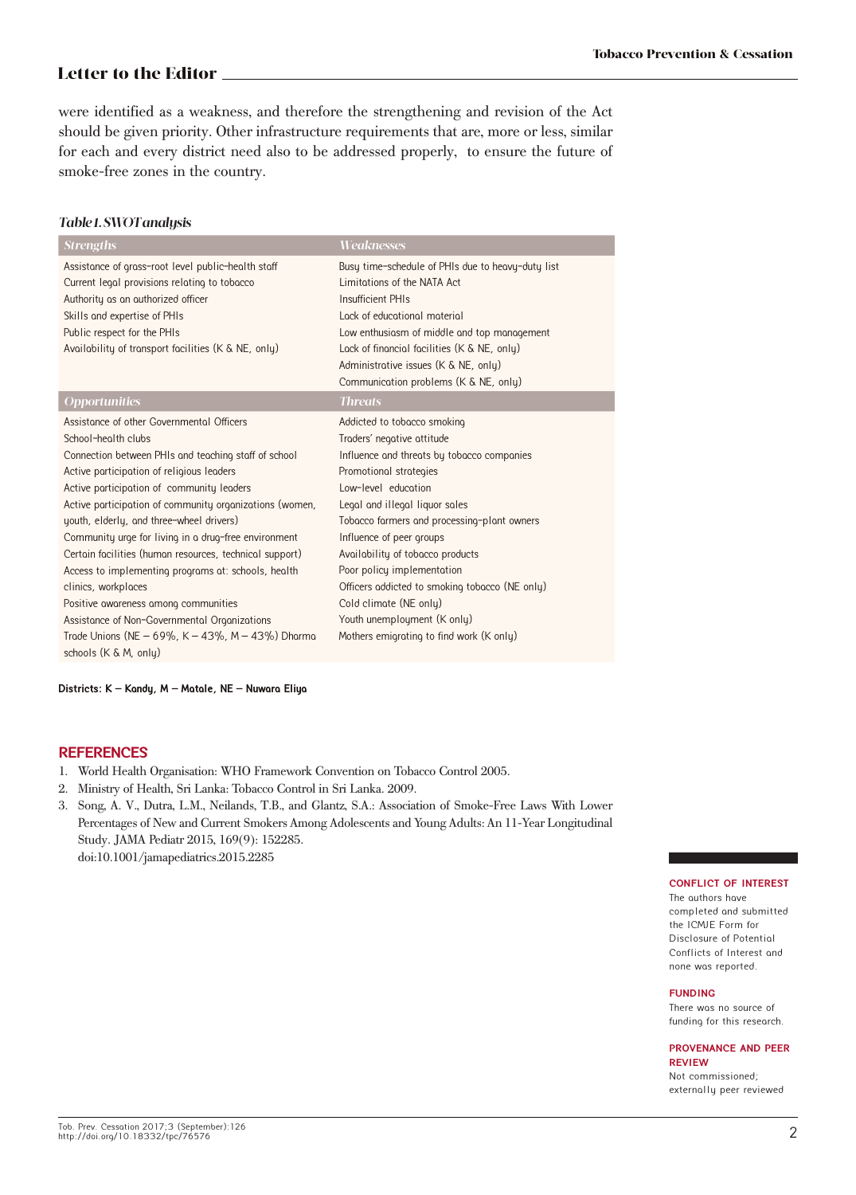were identified as a weakness, and therefore the strengthening and revision of the Act should be given priority. Other infrastructure requirements that are, more or less, similar for each and every district need also to be addressed properly, to ensure the future of smoke-free zones in the country.

*Table 1. SWOT analysis*

| *Strengths* | *Weaknesses* |
|---|---|
| Assistance of grass-root level public-health staff<br>Current legal provisions relating to tobacco<br>Authority as an authorized officer<br>Skills and expertise of PHIs<br>Public respect for the PHIs<br>Availability of transport facilities (K & NE, only) | Busy time-schedule of PHIs due to heavy-duty list<br>Limitations of the NATA Act<br>Insufficient PHIs<br>Lack of educational material<br>Low enthusiasm of middle and top management<br>Lack of financial facilities (K & NE, only)<br>Administrative issues (K & NE, only)<br>Communication problems (K & NE, only) |
| ***Opportunities*** | ***Threats*** |
| Assistance of other Governmental Officers<br>School-health clubs<br>Connection between PHIs and teaching staff of school<br>Active participation of religious leaders<br>Active participation of community leaders<br>Active participation of community organizations (women, youth, elderly, and three-wheel drivers)<br>Community urge for living in a drug-free environment<br>Certain facilities (human resources, technical support)<br>Access to implementing programs at: schools, health clinics, workplaces<br>Positive awareness among communities<br>Assistance of Non-Governmental Organizations<br>Trade Unions (NE – 69%, K – 43%, M – 43%) Dharma schools (K & M, only) | Addicted to tobacco smoking<br>Traders' negative attitude<br>Influence and threats by tobacco companies<br>Promotional strategies<br>Low-level education<br>Legal and illegal liquor sales<br>Tobacco farmers and processing-plant owners<br>Influence of peer groups<br>Availability of tobacco products<br>Poor policy implementation<br>Officers addicted to smoking tobacco (NE only)<br>Cold climate (NE only)<br>Youth unemployment (K only)<br>Mothers emigrating to find work (K only) |

**Districts: K – Kandy, M – Matale, NE – Nuwara Eliya**

## REFERENCES

1. World Health Organisation: WHO Framework Convention on Tobacco Control 2005.
2. Ministry of Health, Sri Lanka: Tobacco Control in Sri Lanka. 2009.
3. Song, A. V., Dutra, L.M., Neilands, T.B., and Glantz, S.A.: Association of Smoke-Free Laws With Lower Percentages of New and Current Smokers Among Adolescents and Young Adults: An 11-Year Longitudinal Study. JAMA Pediatr 2015, 169(9): 152285. doi:10.1001/jamapediatrics.2015.2285

**CONFLICT OF INTEREST**

The authors have completed and submitted the ICMJE Form for Disclosure of Potential Conflicts of Interest and none was reported.

**FUNDING**

There was no source of funding for this research.

**PROVENANCE AND PEER REVIEW**

Not commissioned; externally peer reviewed